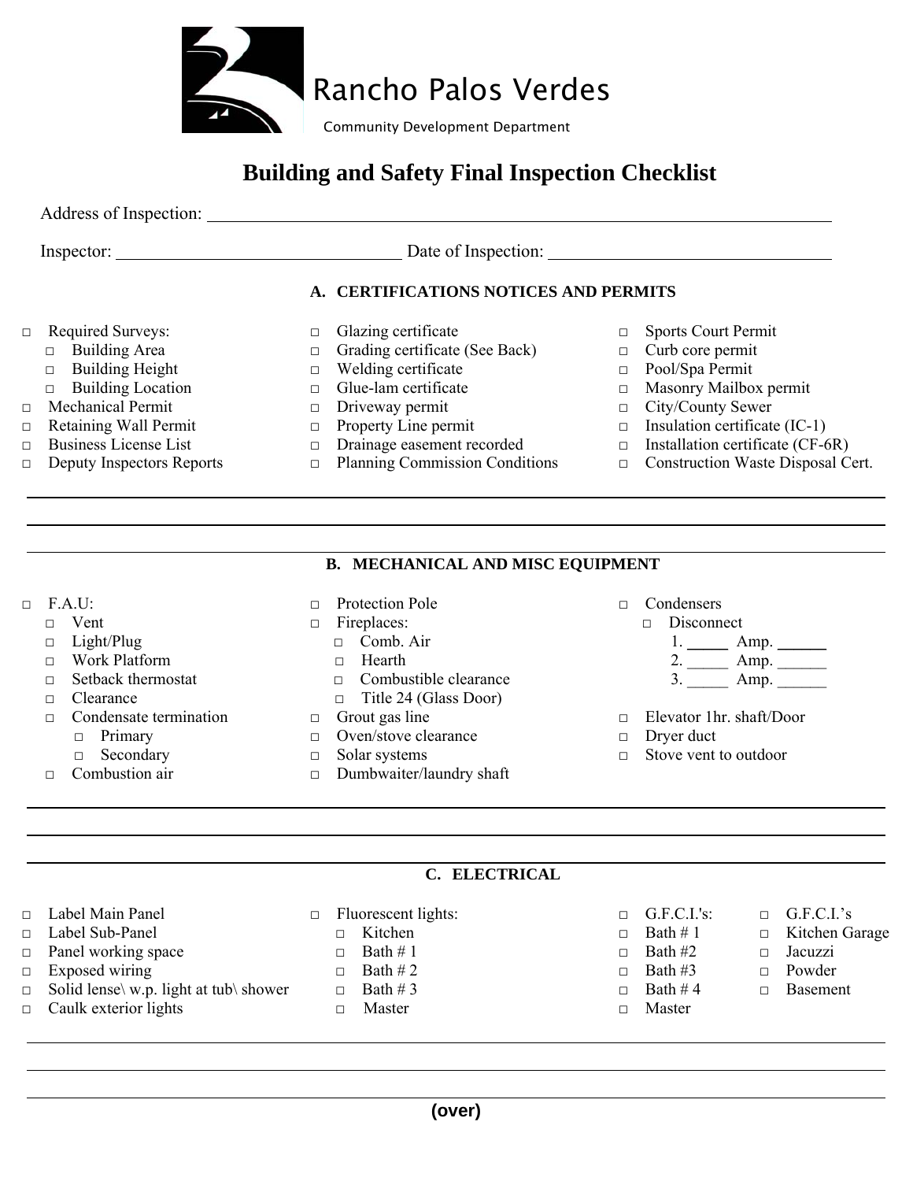Rancho Palos Verdes

Community Development Department

# Building and Safety Final Inspection Checklist

Address of Inspection: ______________________________________________

Inspector: ______________________ Date of Inspection: ______________________

## A. CERTIFICATIONS NOTICES AND PERMITS

- □ Required Surveys:
  - □ Building Area
  - □ Building Height
  - □ Building Location
- □ Mechanical Permit
- □ Retaining Wall Permit
- □ Business License List
- □ Deputy Inspectors Reports
- □ Glazing certificate
- □ Grading certificate (See Back)
- □ Welding certificate
- □ Glue-lam certificate
- □ Driveway permit
- □ Property Line permit
- □ Drainage easement recorded
- □ Planning Commission Conditions
- □ Sports Court Permit
- □ Curb core permit
- □ Pool/Spa Permit
- □ Masonry Mailbox permit
- □ City/County Sewer
- □ Insulation certificate (IC-1)
- □ Installation certificate (CF-6R)
- □ Construction Waste Disposal Cert.

______________________________________________

______________________________________________

## B. MECHANICAL AND MISC EQUIPMENT

- □ F.A.U:
  - □ Vent
  - □ Light/Plug
  - □ Work Platform
  - □ Setback thermostat
  - □ Clearance
  - □ Condensate termination
    - □ Primary
    - □ Secondary
  - □ Combustion air
- □ Protection Pole
- □ Fireplaces:
  - □ Comb. Air
  - □ Hearth
  - □ Combustible clearance
  - □ Title 24 (Glass Door)
- □ Grout gas line
- □ Oven/stove clearance
- □ Solar systems
- □ Dumbwaiter/laundry shaft
- □ Condensers
  - □ Disconnect
    1. _____ Amp. ______
    2. _____ Amp. ______
    3. _____ Amp. ______
- □ Elevator 1hr. shaft/Door
- □ Dryer duct
- □ Stove vent to outdoor

______________________________________________

______________________________________________

## C. ELECTRICAL

- □ Label Main Panel
- □ Label Sub-Panel
- □ Panel working space
- □ Exposed wiring
- □ Solid lense\ w.p. light at tub\ shower
- □ Caulk exterior lights
- □ Fluorescent lights:
  - □ Kitchen
  - □ Bath # 1
  - □ Bath # 2
  - □ Bath # 3
  - □ Master
- □ G.F.C.I.'s:
- □ Bath # 1
- □ Bath #2
- □ Bath #3
- □ Bath # 4
- □ Master
- □ G.F.C.I.'s
- □ Kitchen Garage
- □ Jacuzzi
- □ Powder
- □ Basement

______________________________________________

______________________________________________

**(over)**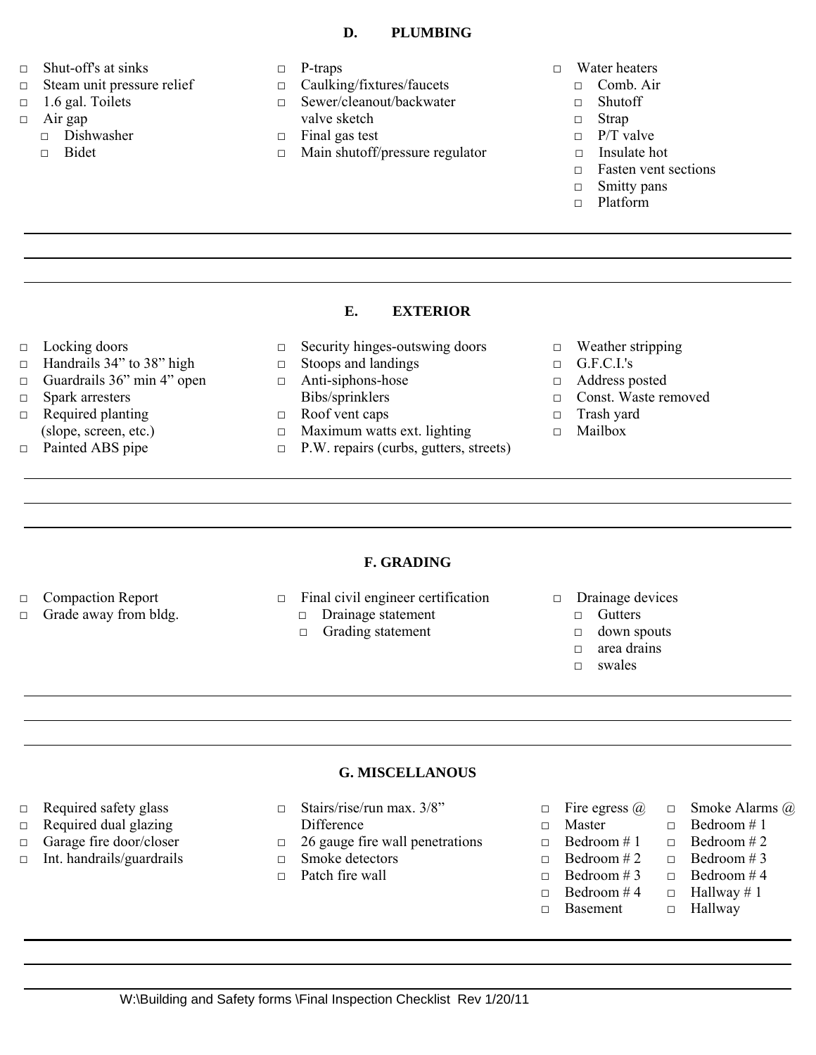## D. PLUMBING

- □ Shut-off's at sinks
- □ Steam unit pressure relief
- □ 1.6 gal. Toilets
- □ Air gap
  - □ Dishwasher
  - □ Bidet
- □ P-traps
- □ Caulking/fixtures/faucets
- □ Sewer/cleanout/backwater valve sketch
- □ Final gas test
- □ Main shutoff/pressure regulator
- □ Water heaters
  - □ Comb. Air
  - □ Shutoff
  - □ Strap
  - □ P/T valve
  - □ Insulate hot
  - □ Fasten vent sections
  - □ Smitty pans
  - □ Platform

---

## E. EXTERIOR

- □ Locking doors
- □ Handrails 34" to 38" high
- □ Guardrails 36" min 4" open
- □ Spark arresters
- □ Required planting (slope, screen, etc.)
- □ Painted ABS pipe
- □ Security hinges-outswing doors
- □ Stoops and landings
- □ Anti-siphons-hose Bibs/sprinklers
- □ Roof vent caps
- □ Maximum watts ext. lighting
- □ P.W. repairs (curbs, gutters, streets)
- □ Weather stripping
- □ G.F.C.I.'s
- □ Address posted
- □ Const. Waste removed
- □ Trash yard
- □ Mailbox

---

## F. GRADING

- □ Compaction Report
- □ Grade away from bldg.
- □ Final civil engineer certification
  - □ Drainage statement
  - □ Grading statement
- □ Drainage devices
  - □ Gutters
  - □ down spouts
  - □ area drains
  - □ swales

---

## G. MISCELLANOUS

- □ Required safety glass
- □ Required dual glazing
- □ Garage fire door/closer
- □ Int. handrails/guardrails
- □ Stairs/rise/run max. 3/8" Difference
- □ 26 gauge fire wall penetrations
- □ Smoke detectors
- □ Patch fire wall
- □ Fire egress @
- □ Master
- □ Bedroom # 1
- □ Bedroom # 2
- □ Bedroom # 3
- □ Bedroom # 4
- □ Basement
- □ Smoke Alarms @
- □ Bedroom # 1
- □ Bedroom # 2
- □ Bedroom # 3
- □ Bedroom # 4
- □ Hallway # 1
- □ Hallway

---

W:\Building and Safety forms \Final Inspection Checklist Rev 1/20/11